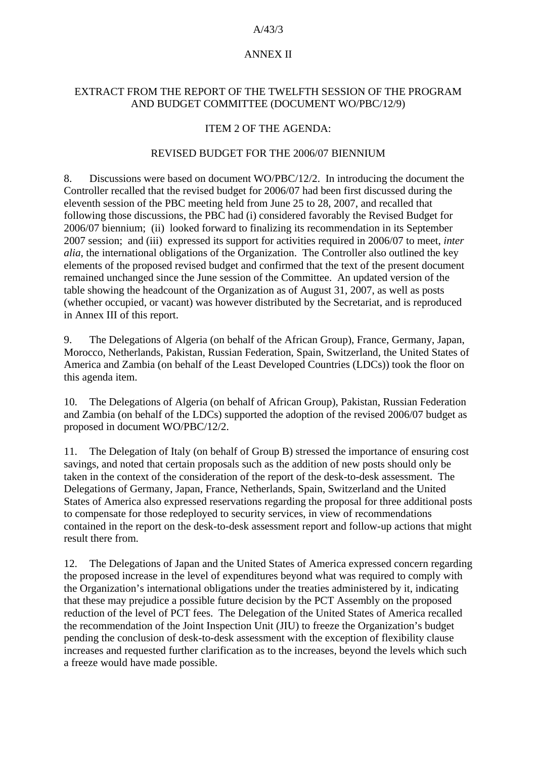## ANNEX II

### EXTRACT FROM THE REPORT OF THE TWELFTH SESSION OF THE PROGRAM AND BUDGET COMMITTEE (DOCUMENT WO/PBC/12/9)

### ITEM 2 OF THE AGENDA:

### REVISED BUDGET FOR THE 2006/07 BIENNIUM

8. Discussions were based on document WO/PBC/12/2. In introducing the document the Controller recalled that the revised budget for 2006/07 had been first discussed during the eleventh session of the PBC meeting held from June 25 to 28, 2007, and recalled that following those discussions, the PBC had (i) considered favorably the Revised Budget for 2006/07 biennium; (ii) looked forward to finalizing its recommendation in its September 2007 session; and (iii) expressed its support for activities required in 2006/07 to meet, *inter alia*, the international obligations of the Organization. The Controller also outlined the key elements of the proposed revised budget and confirmed that the text of the present document remained unchanged since the June session of the Committee. An updated version of the table showing the headcount of the Organization as of August 31, 2007, as well as posts (whether occupied, or vacant) was however distributed by the Secretariat, and is reproduced in Annex III of this report.

9. The Delegations of Algeria (on behalf of the African Group), France, Germany, Japan, Morocco, Netherlands, Pakistan, Russian Federation, Spain, Switzerland, the United States of America and Zambia (on behalf of the Least Developed Countries (LDCs)) took the floor on this agenda item.

10. The Delegations of Algeria (on behalf of African Group), Pakistan, Russian Federation and Zambia (on behalf of the LDCs) supported the adoption of the revised 2006/07 budget as proposed in document WO/PBC/12/2.

11. The Delegation of Italy (on behalf of Group B) stressed the importance of ensuring cost savings, and noted that certain proposals such as the addition of new posts should only be taken in the context of the consideration of the report of the desk-to-desk assessment. The Delegations of Germany, Japan, France, Netherlands, Spain, Switzerland and the United States of America also expressed reservations regarding the proposal for three additional posts to compensate for those redeployed to security services, in view of recommendations contained in the report on the desk-to-desk assessment report and follow-up actions that might result there from.

12. The Delegations of Japan and the United States of America expressed concern regarding the proposed increase in the level of expenditures beyond what was required to comply with the Organization's international obligations under the treaties administered by it, indicating that these may prejudice a possible future decision by the PCT Assembly on the proposed reduction of the level of PCT fees. The Delegation of the United States of America recalled the recommendation of the Joint Inspection Unit (JIU) to freeze the Organization's budget pending the conclusion of desk-to-desk assessment with the exception of flexibility clause increases and requested further clarification as to the increases, beyond the levels which such a freeze would have made possible.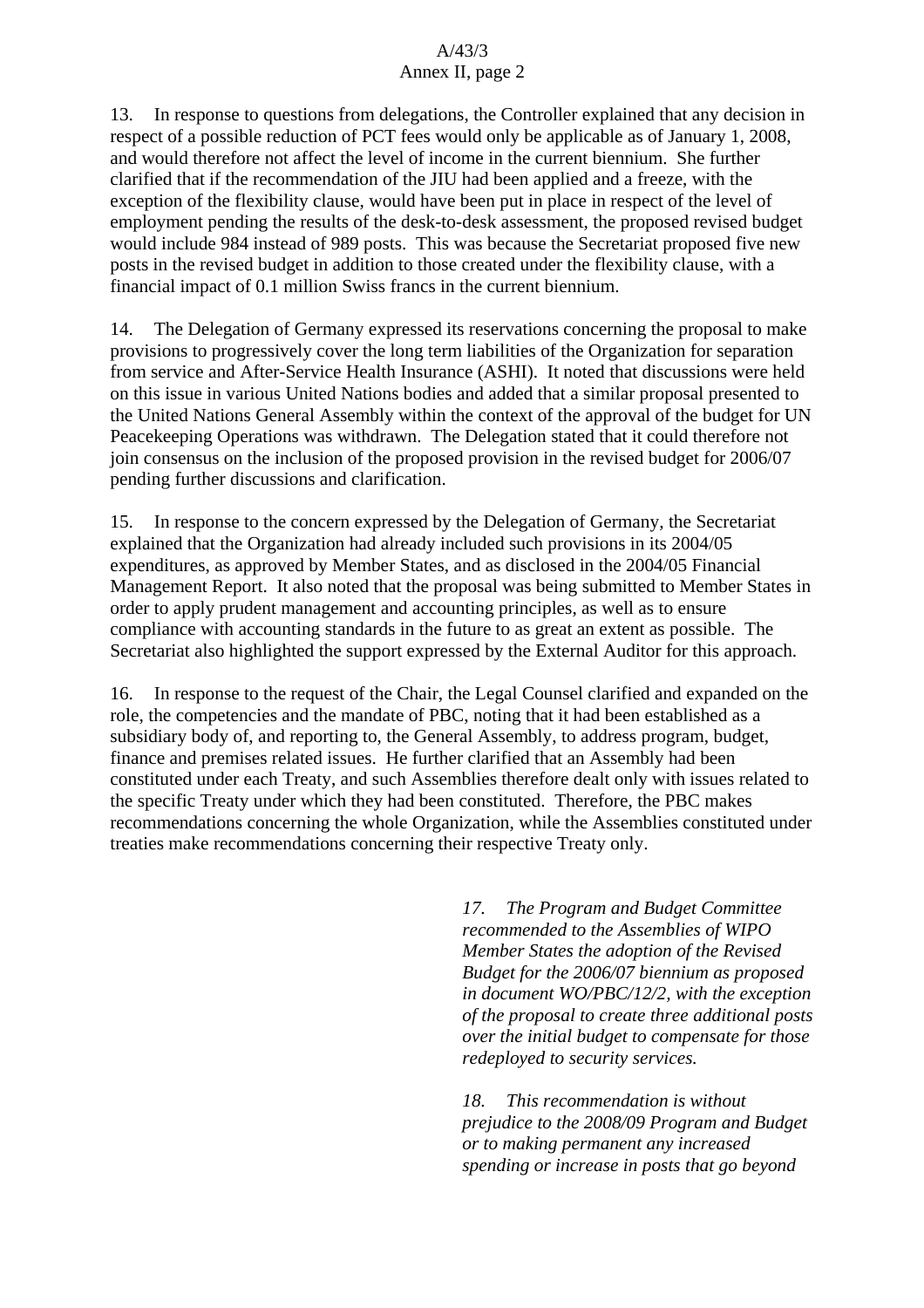13. In response to questions from delegations, the Controller explained that any decision in respect of a possible reduction of PCT fees would only be applicable as of January 1, 2008, and would therefore not affect the level of income in the current biennium. She further clarified that if the recommendation of the JIU had been applied and a freeze, with the exception of the flexibility clause, would have been put in place in respect of the level of employment pending the results of the desk-to-desk assessment, the proposed revised budget would include 984 instead of 989 posts. This was because the Secretariat proposed five new posts in the revised budget in addition to those created under the flexibility clause, with a financial impact of 0.1 million Swiss francs in the current biennium.

14. The Delegation of Germany expressed its reservations concerning the proposal to make provisions to progressively cover the long term liabilities of the Organization for separation from service and After-Service Health Insurance (ASHI). It noted that discussions were held on this issue in various United Nations bodies and added that a similar proposal presented to the United Nations General Assembly within the context of the approval of the budget for UN Peacekeeping Operations was withdrawn. The Delegation stated that it could therefore not join consensus on the inclusion of the proposed provision in the revised budget for 2006/07 pending further discussions and clarification.

15. In response to the concern expressed by the Delegation of Germany, the Secretariat explained that the Organization had already included such provisions in its 2004/05 expenditures, as approved by Member States, and as disclosed in the 2004/05 Financial Management Report. It also noted that the proposal was being submitted to Member States in order to apply prudent management and accounting principles, as well as to ensure compliance with accounting standards in the future to as great an extent as possible. The Secretariat also highlighted the support expressed by the External Auditor for this approach.

16. In response to the request of the Chair, the Legal Counsel clarified and expanded on the role, the competencies and the mandate of PBC, noting that it had been established as a subsidiary body of, and reporting to, the General Assembly, to address program, budget, finance and premises related issues. He further clarified that an Assembly had been constituted under each Treaty, and such Assemblies therefore dealt only with issues related to the specific Treaty under which they had been constituted. Therefore, the PBC makes recommendations concerning the whole Organization, while the Assemblies constituted under treaties make recommendations concerning their respective Treaty only.

*17. The Program and Budget Committee recommended to the Assemblies of WIPO Member States the adoption of the Revised Budget for the 2006/07 biennium as proposed in document WO/PBC/12/2, with the exception of the proposal to create three additional posts over the initial budget to compensate for those redeployed to security services.*

*18. This recommendation is without prejudice to the 2008/09 Program and Budget or to making permanent any increased spending or increase in posts that go beyond*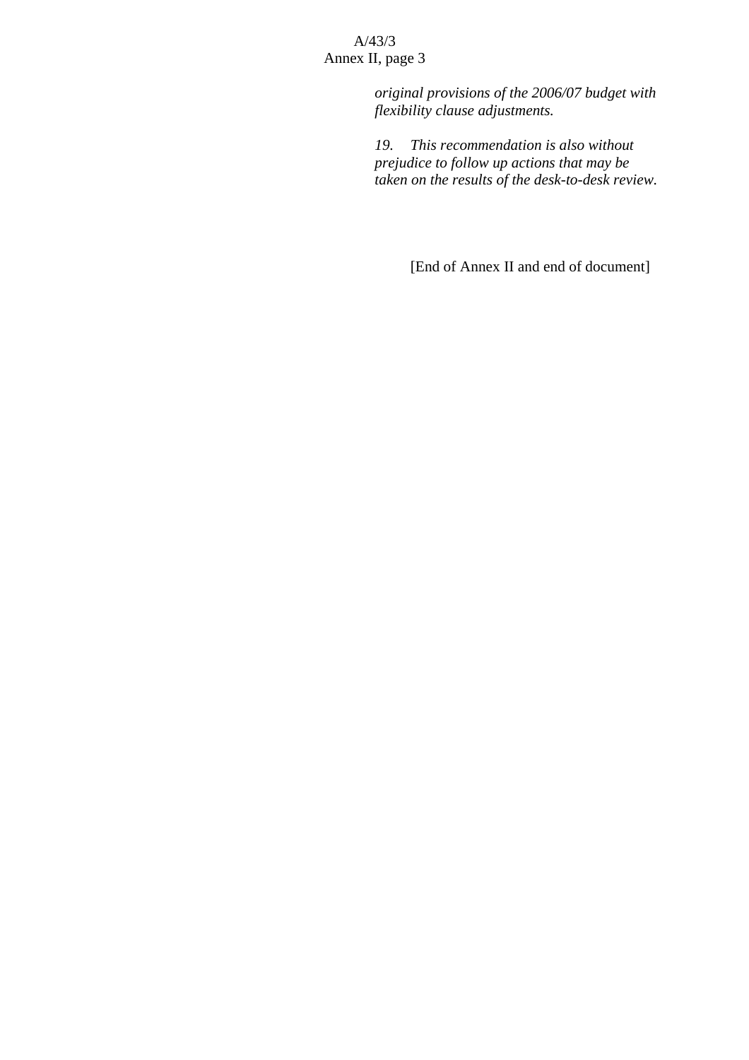*original provisions of the 2006/07 budget with flexibility clause adjustments.*

*19. This recommendation is also without prejudice to follow up actions that may be taken on the results of the desk-to-desk review.*

[End of Annex II and end of document]